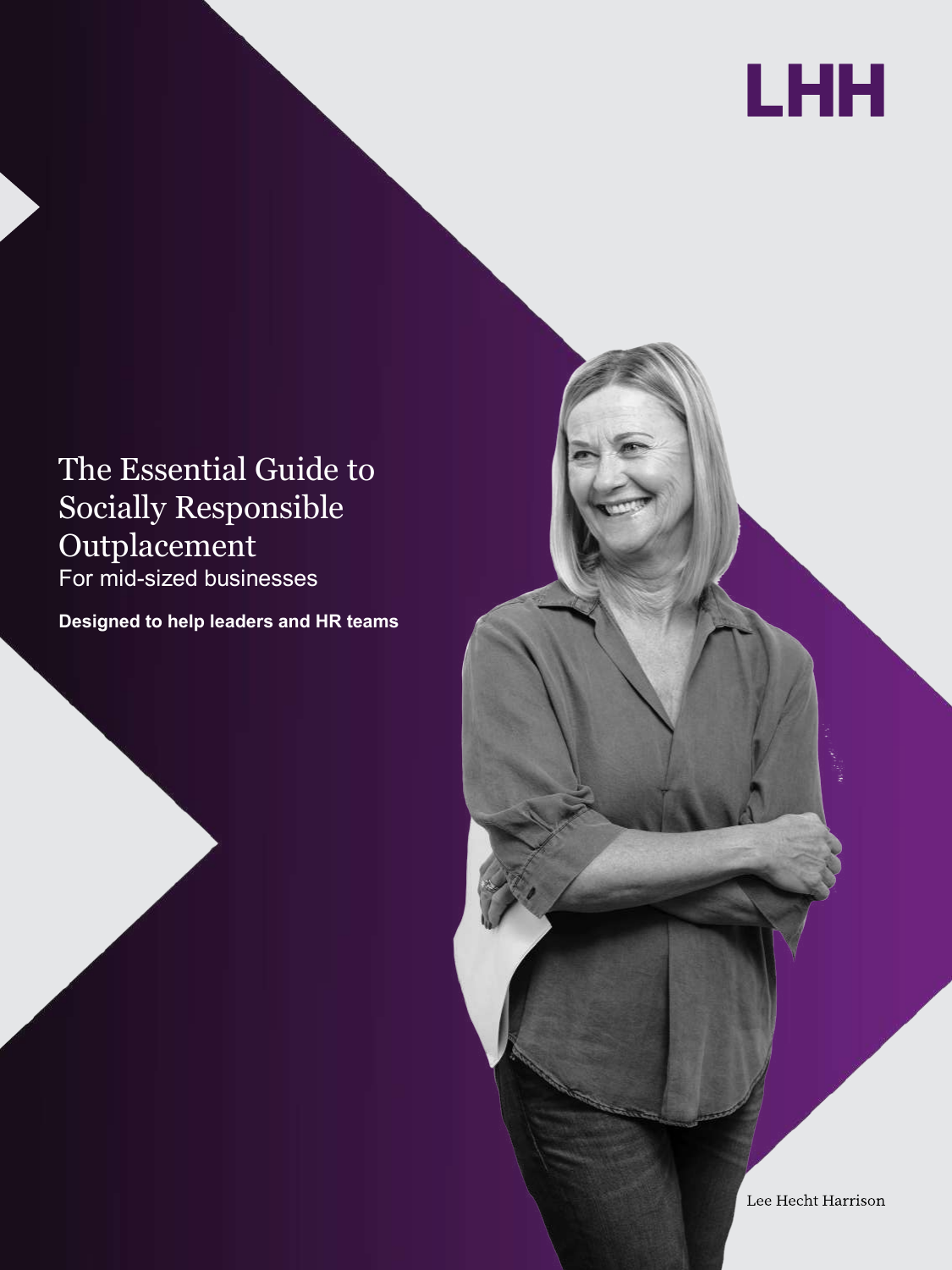LHH

# The Essential Guide to Socially Responsible Outplacement

For mid-sized businesses

**Designed to help leaders and HR teams**

Lee Hecht Harrison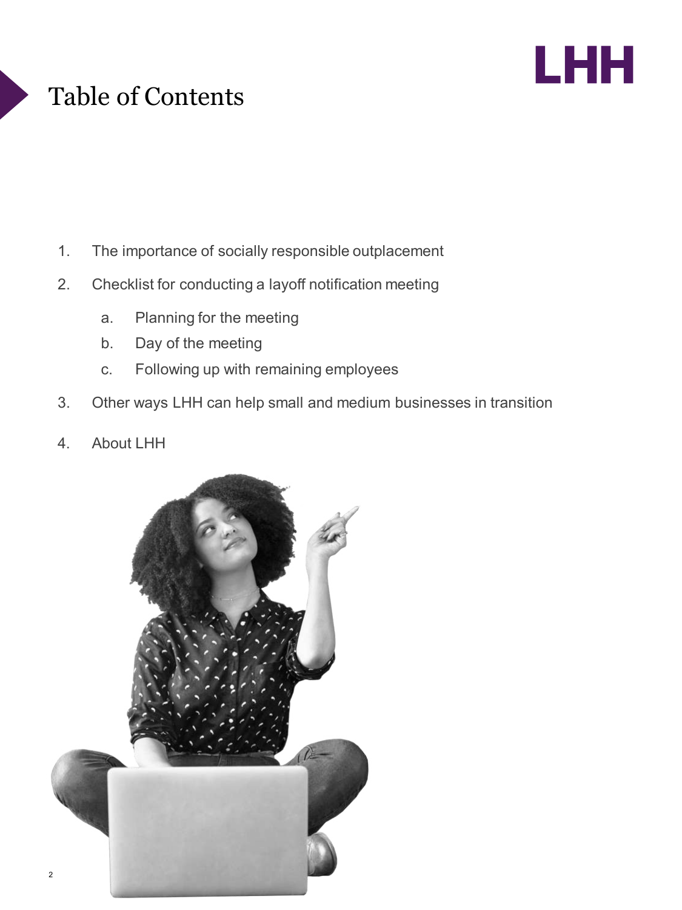# Table of Contents

1. The importance of socially responsible outplacement
2. Checklist for conducting a layoff notification meeting
    a. Planning for the meeting
    b. Day of the meeting
    c. Following up with remaining employees
3. Other ways LHH can help small and medium businesses in transition
4. About LHH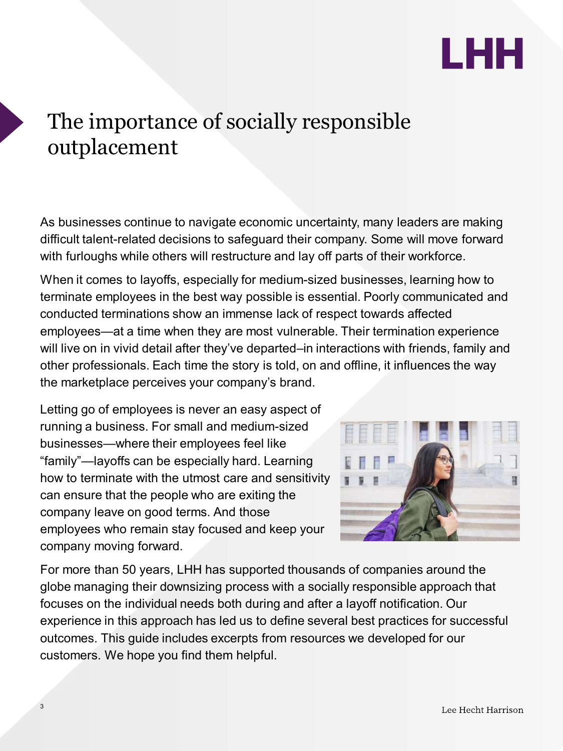# The importance of socially responsible outplacement

As businesses continue to navigate economic uncertainty, many leaders are making difficult talent-related decisions to safeguard their company. Some will move forward with furloughs while others will restructure and lay off parts of their workforce.

When it comes to layoffs, especially for medium-sized businesses, learning how to terminate employees in the best way possible is essential. Poorly communicated and conducted terminations show an immense lack of respect towards affected employees—at a time when they are most vulnerable. Their termination experience will live on in vivid detail after they've departed–in interactions with friends, family and other professionals. Each time the story is told, on and offline, it influences the way the marketplace perceives your company's brand.

Letting go of employees is never an easy aspect of running a business. For small and medium-sized businesses—where their employees feel like "family"—layoffs can be especially hard. Learning how to terminate with the utmost care and sensitivity can ensure that the people who are exiting the company leave on good terms. And those employees who remain stay focused and keep your company moving forward.

For more than 50 years, LHH has supported thousands of companies around the globe managing their downsizing process with a socially responsible approach that focuses on the individual needs both during and after a layoff notification. Our experience in this approach has led us to define several best practices for successful outcomes. This guide includes excerpts from resources we developed for our customers. We hope you find them helpful.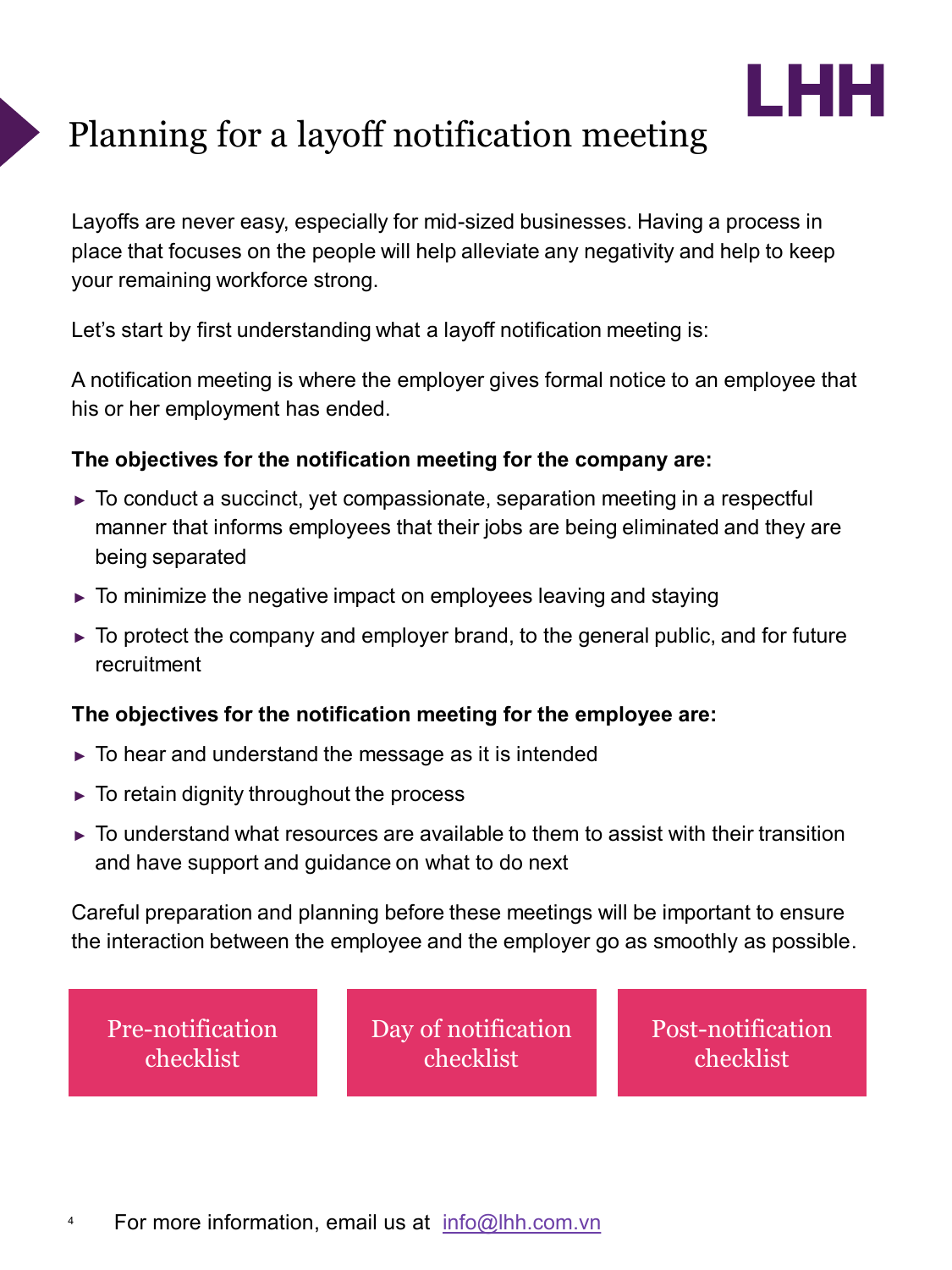# Planning for a layoff notification meeting

Layoffs are never easy, especially for mid-sized businesses. Having a process in place that focuses on the people will help alleviate any negativity and help to keep your remaining workforce strong.

Let's start by first understanding what a layoff notification meeting is:

A notification meeting is where the employer gives formal notice to an employee that his or her employment has ended.

**The objectives for the notification meeting for the company are:**

- To conduct a succinct, yet compassionate, separation meeting in a respectful manner that informs employees that their jobs are being eliminated and they are being separated
- To minimize the negative impact on employees leaving and staying
- To protect the company and employer brand, to the general public, and for future recruitment

**The objectives for the notification meeting for the employee are:**

- To hear and understand the message as it is intended
- To retain dignity throughout the process
- To understand what resources are available to them to assist with their transition and have support and guidance on what to do next

Careful preparation and planning before these meetings will be important to ensure the interaction between the employee and the employer go as smoothly as possible.

Pre-notification checklist

Day of notification checklist

Post-notification checklist

For more information, email us at info@lhh.com.vn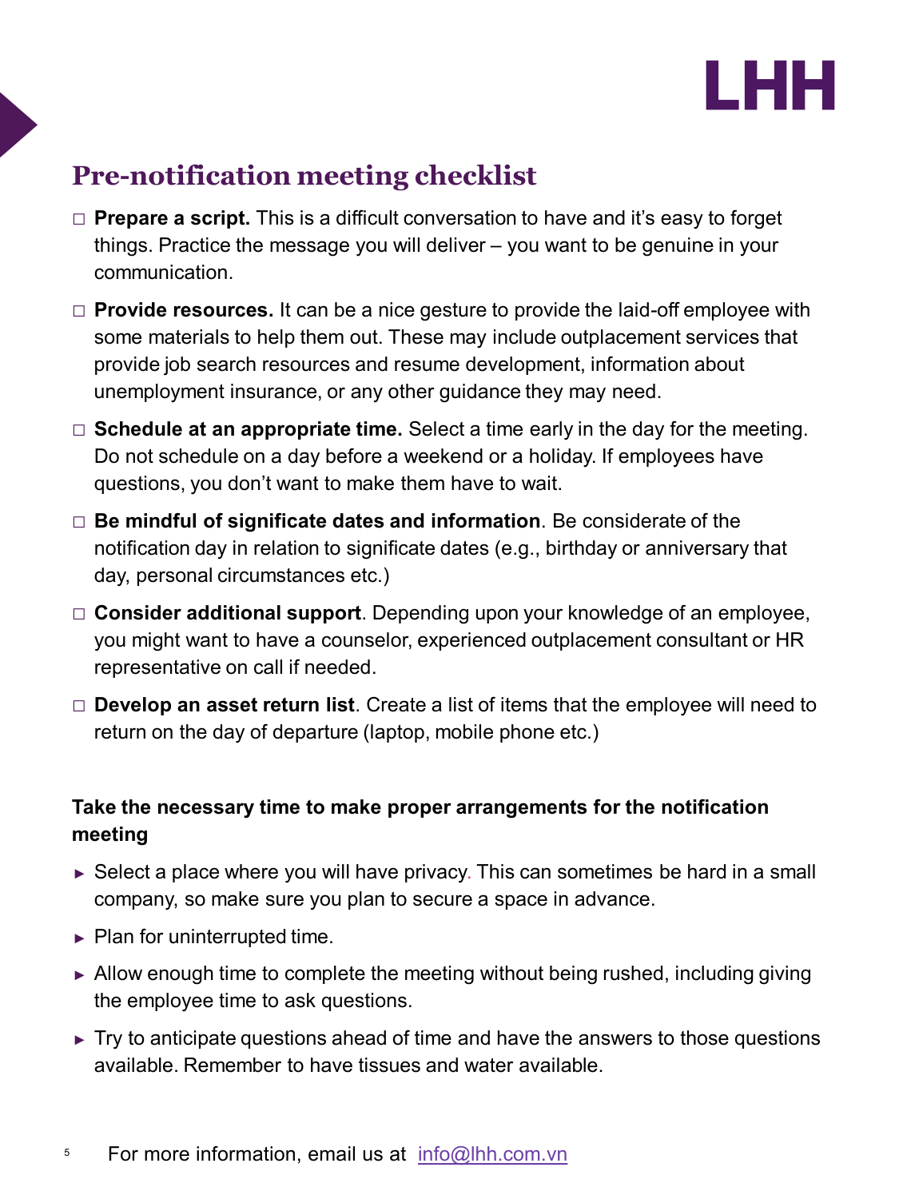## Pre-notification meeting checklist

- ☐ **Prepare a script.** This is a difficult conversation to have and it's easy to forget things. Practice the message you will deliver – you want to be genuine in your communication.
- ☐ **Provide resources.** It can be a nice gesture to provide the laid-off employee with some materials to help them out. These may include outplacement services that provide job search resources and resume development, information about unemployment insurance, or any other guidance they may need.
- ☐ **Schedule at an appropriate time.** Select a time early in the day for the meeting. Do not schedule on a day before a weekend or a holiday. If employees have questions, you don't want to make them have to wait.
- ☐ **Be mindful of significate dates and information**. Be considerate of the notification day in relation to significate dates (e.g., birthday or anniversary that day, personal circumstances etc.)
- ☐ **Consider additional support**. Depending upon your knowledge of an employee, you might want to have a counselor, experienced outplacement consultant or HR representative on call if needed.
- ☐ **Develop an asset return list**. Create a list of items that the employee will need to return on the day of departure (laptop, mobile phone etc.)

**Take the necessary time to make proper arrangements for the notification meeting**

- Select a place where you will have privacy. This can sometimes be hard in a small company, so make sure you plan to secure a space in advance.
- Plan for uninterrupted time.
- Allow enough time to complete the meeting without being rushed, including giving the employee time to ask questions.
- Try to anticipate questions ahead of time and have the answers to those questions available. Remember to have tissues and water available.

For more information, email us at info@lhh.com.vn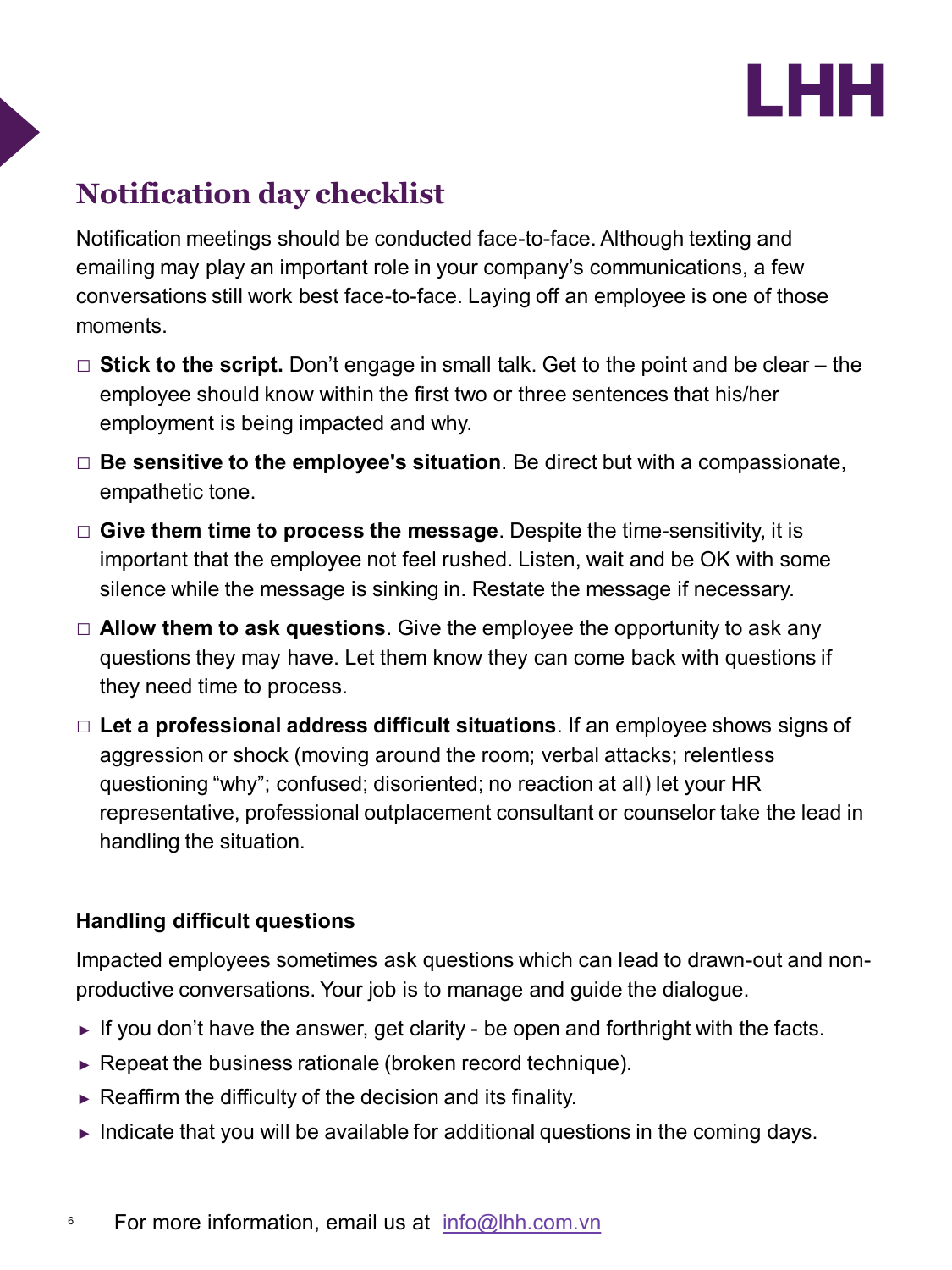## Notification day checklist

Notification meetings should be conducted face-to-face. Although texting and emailing may play an important role in your company's communications, a few conversations still work best face-to-face. Laying off an employee is one of those moments.

- ☐ **Stick to the script.** Don't engage in small talk. Get to the point and be clear – the employee should know within the first two or three sentences that his/her employment is being impacted and why.
- ☐ **Be sensitive to the employee's situation**. Be direct but with a compassionate, empathetic tone.
- ☐ **Give them time to process the message**. Despite the time-sensitivity, it is important that the employee not feel rushed. Listen, wait and be OK with some silence while the message is sinking in. Restate the message if necessary.
- ☐ **Allow them to ask questions**. Give the employee the opportunity to ask any questions they may have. Let them know they can come back with questions if they need time to process.
- ☐ **Let a professional address difficult situations**. If an employee shows signs of aggression or shock (moving around the room; verbal attacks; relentless questioning "why"; confused; disoriented; no reaction at all) let your HR representative, professional outplacement consultant or counselor take the lead in handling the situation.

### Handling difficult questions

Impacted employees sometimes ask questions which can lead to drawn-out and non-productive conversations. Your job is to manage and guide the dialogue.

- If you don't have the answer, get clarity - be open and forthright with the facts.
- Repeat the business rationale (broken record technique).
- Reaffirm the difficulty of the decision and its finality.
- Indicate that you will be available for additional questions in the coming days.

For more information, email us at info@lhh.com.vn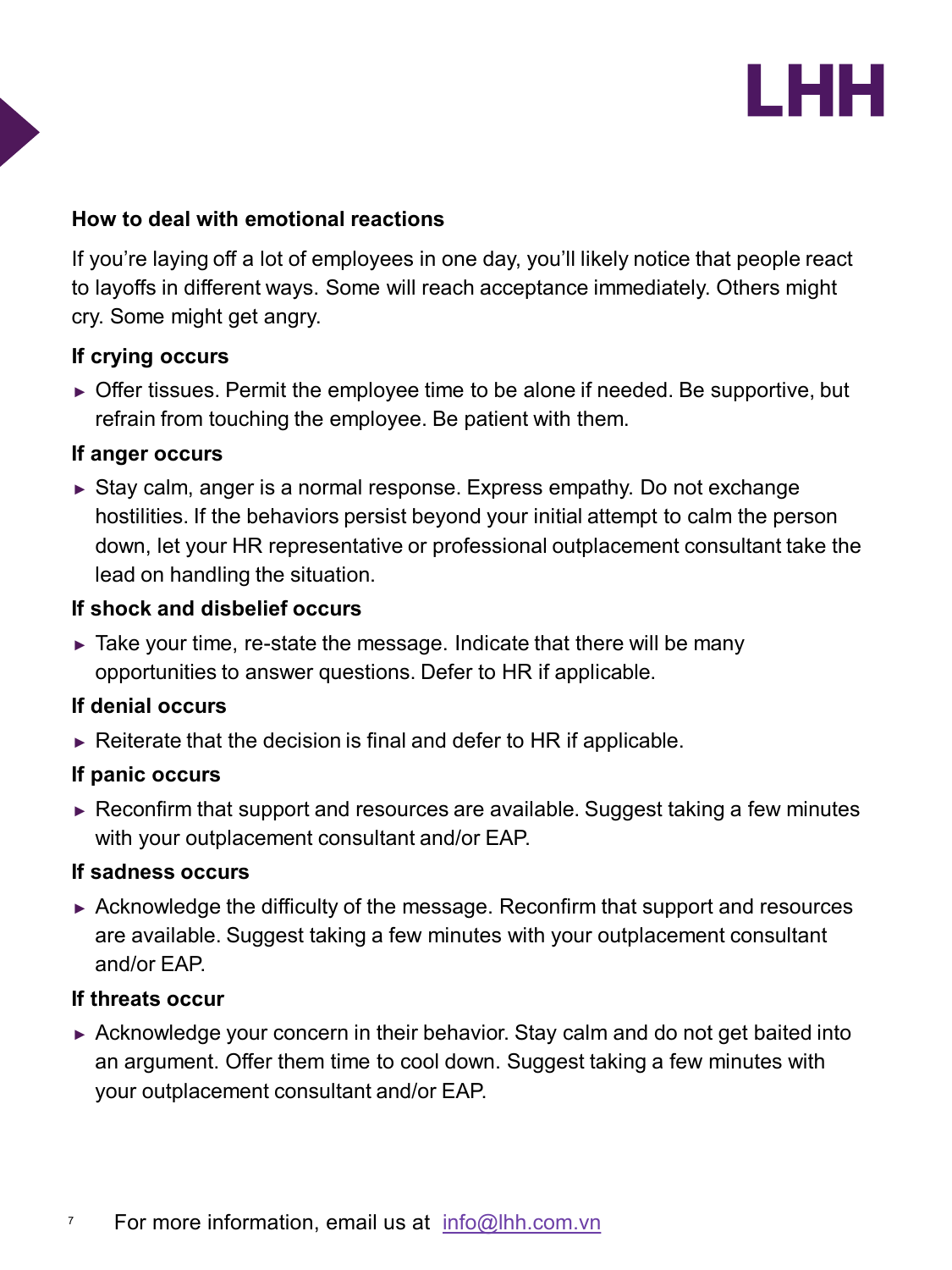## How to deal with emotional reactions

If you're laying off a lot of employees in one day, you'll likely notice that people react to layoffs in different ways. Some will reach acceptance immediately. Others might cry. Some might get angry.

### If crying occurs

- Offer tissues. Permit the employee time to be alone if needed. Be supportive, but refrain from touching the employee. Be patient with them.

### If anger occurs

- Stay calm, anger is a normal response. Express empathy. Do not exchange hostilities. If the behaviors persist beyond your initial attempt to calm the person down, let your HR representative or professional outplacement consultant take the lead on handling the situation.

### If shock and disbelief occurs

- Take your time, re-state the message. Indicate that there will be many opportunities to answer questions. Defer to HR if applicable.

### If denial occurs

- Reiterate that the decision is final and defer to HR if applicable.

### If panic occurs

- Reconfirm that support and resources are available. Suggest taking a few minutes with your outplacement consultant and/or EAP.

### If sadness occurs

- Acknowledge the difficulty of the message. Reconfirm that support and resources are available. Suggest taking a few minutes with your outplacement consultant and/or EAP.

### If threats occur

- Acknowledge your concern in their behavior. Stay calm and do not get baited into an argument. Offer them time to cool down. Suggest taking a few minutes with your outplacement consultant and/or EAP.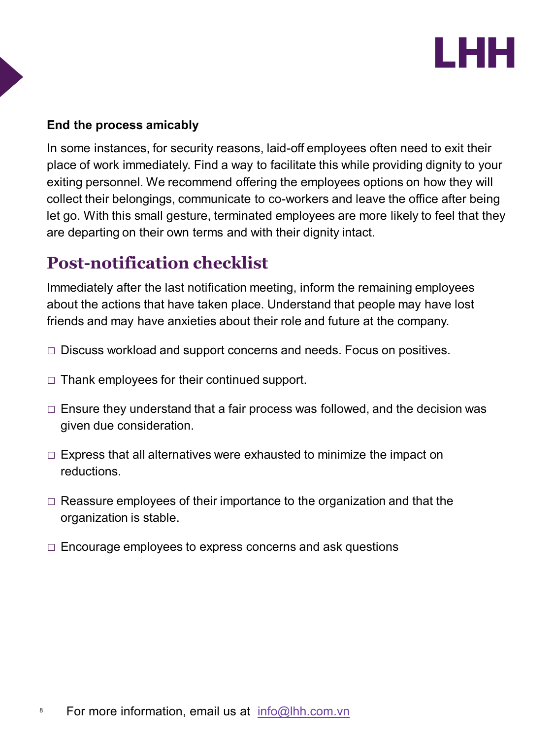**End the process amicably**

In some instances, for security reasons, laid-off employees often need to exit their place of work immediately. Find a way to facilitate this while providing dignity to your exiting personnel. We recommend offering the employees options on how they will collect their belongings, communicate to co-workers and leave the office after being let go. With this small gesture, terminated employees are more likely to feel that they are departing on their own terms and with their dignity intact.

## Post-notification checklist

Immediately after the last notification meeting, inform the remaining employees about the actions that have taken place. Understand that people may have lost friends and may have anxieties about their role and future at the company.

- ☐ Discuss workload and support concerns and needs. Focus on positives.
- ☐ Thank employees for their continued support.
- ☐ Ensure they understand that a fair process was followed, and the decision was given due consideration.
- ☐ Express that all alternatives were exhausted to minimize the impact on reductions.
- ☐ Reassure employees of their importance to the organization and that the organization is stable.
- ☐ Encourage employees to express concerns and ask questions

For more information, email us at info@lhh.com.vn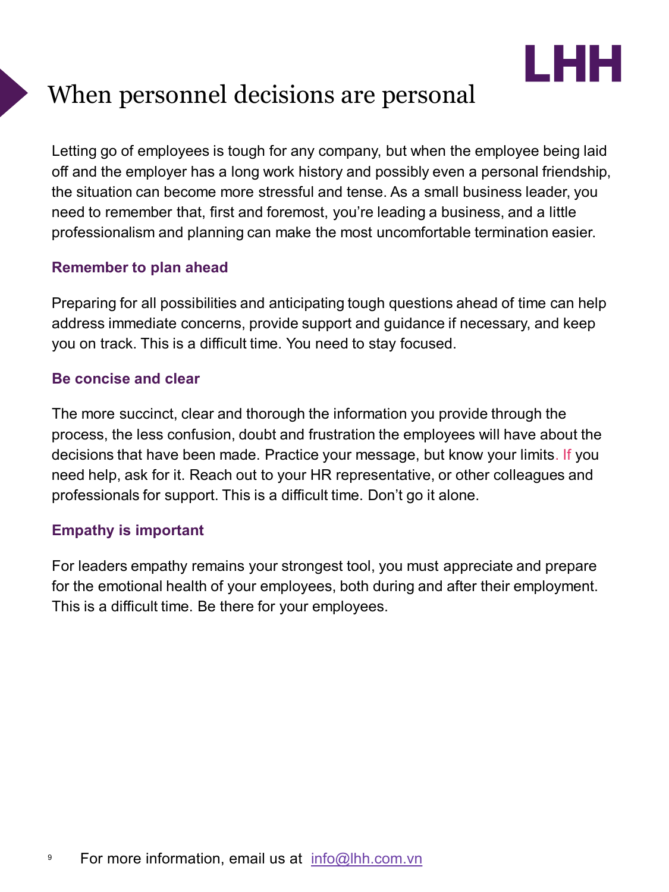# When personnel decisions are personal

Letting go of employees is tough for any company, but when the employee being laid off and the employer has a long work history and possibly even a personal friendship, the situation can become more stressful and tense. As a small business leader, you need to remember that, first and foremost, you're leading a business, and a little professionalism and planning can make the most uncomfortable termination easier.

### Remember to plan ahead

Preparing for all possibilities and anticipating tough questions ahead of time can help address immediate concerns, provide support and guidance if necessary, and keep you on track. This is a difficult time. You need to stay focused.

### Be concise and clear

The more succinct, clear and thorough the information you provide through the process, the less confusion, doubt and frustration the employees will have about the decisions that have been made. Practice your message, but know your limits. If you need help, ask for it. Reach out to your HR representative, or other colleagues and professionals for support. This is a difficult time. Don't go it alone.

### Empathy is important

For leaders empathy remains your strongest tool, you must appreciate and prepare for the emotional health of your employees, both during and after their employment. This is a difficult time. Be there for your employees.

For more information, email us at info@lhh.com.vn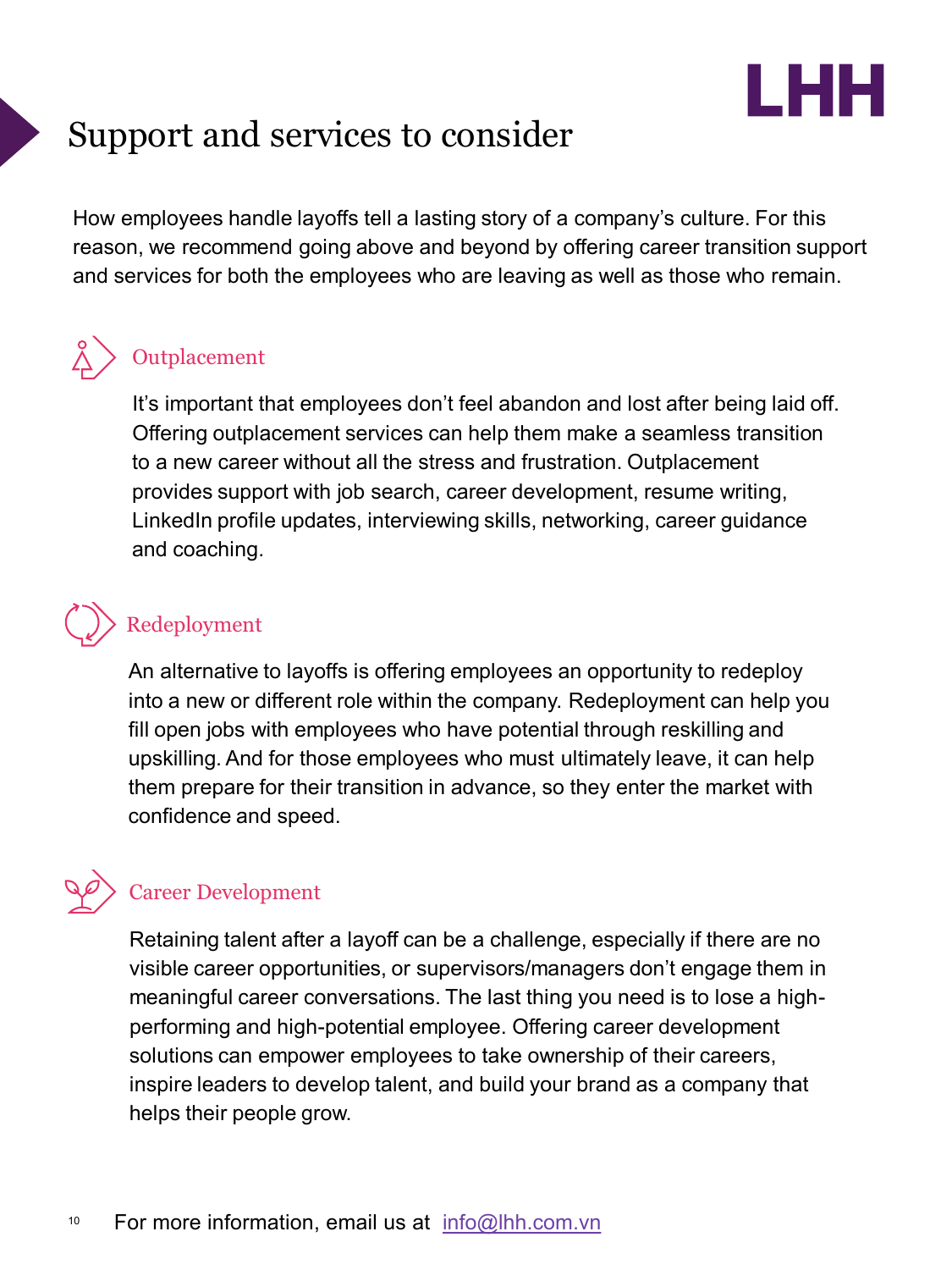# Support and services to consider

How employees handle layoffs tell a lasting story of a company's culture. For this reason, we recommend going above and beyond by offering career transition support and services for both the employees who are leaving as well as those who remain.

## Outplacement

It's important that employees don't feel abandon and lost after being laid off. Offering outplacement services can help them make a seamless transition to a new career without all the stress and frustration. Outplacement provides support with job search, career development, resume writing, LinkedIn profile updates, interviewing skills, networking, career guidance and coaching.

## Redeployment

An alternative to layoffs is offering employees an opportunity to redeploy into a new or different role within the company. Redeployment can help you fill open jobs with employees who have potential through reskilling and upskilling. And for those employees who must ultimately leave, it can help them prepare for their transition in advance, so they enter the market with confidence and speed.

## Career Development

Retaining talent after a layoff can be a challenge, especially if there are no visible career opportunities, or supervisors/managers don't engage them in meaningful career conversations. The last thing you need is to lose a high-performing and high-potential employee. Offering career development solutions can empower employees to take ownership of their careers, inspire leaders to develop talent, and build your brand as a company that helps their people grow.

For more information, email us at info@lhh.com.vn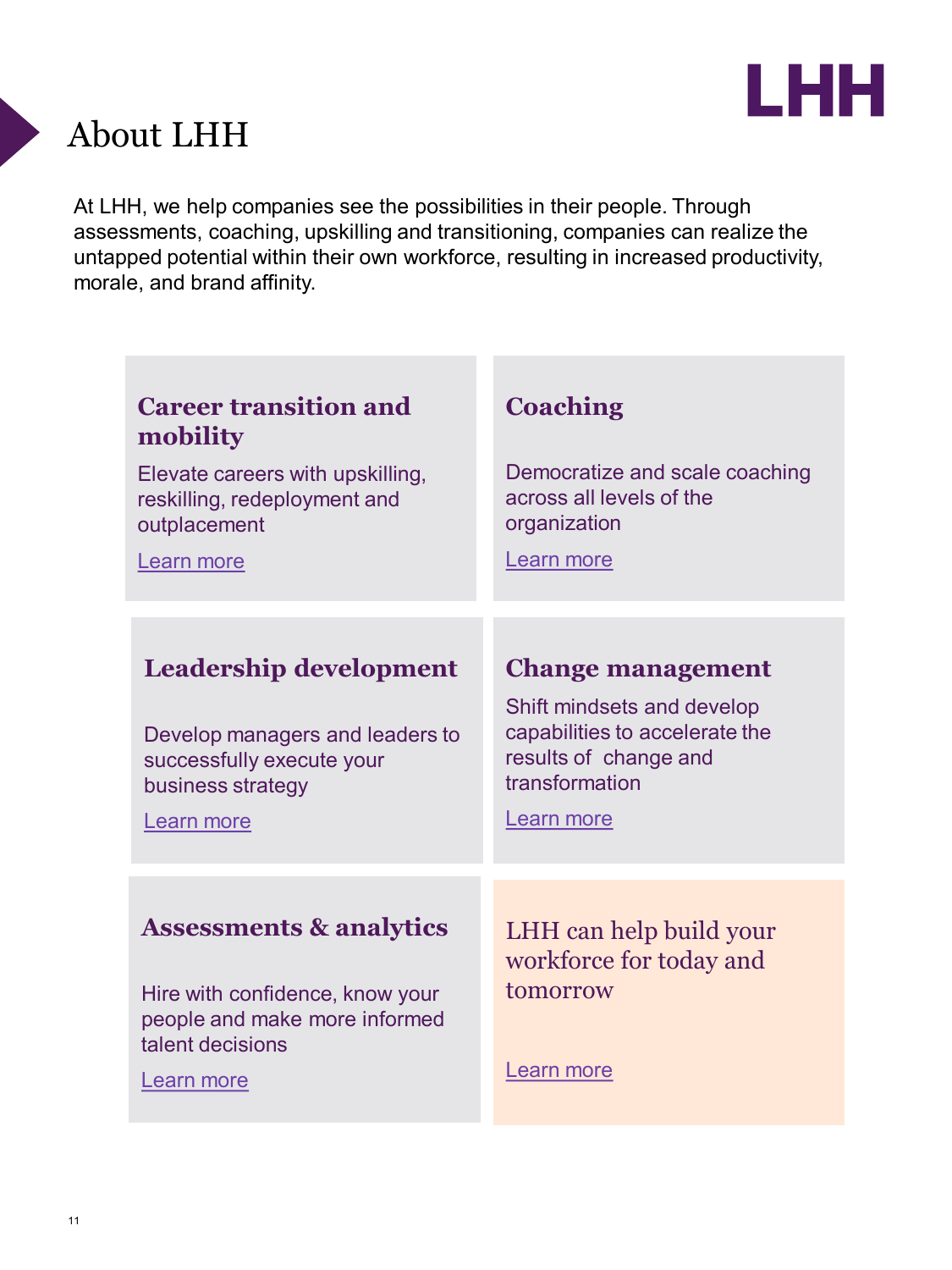LHH

# About LHH

At LHH, we help companies see the possibilities in their people. Through assessments, coaching, upskilling and transitioning, companies can realize the untapped potential within their own workforce, resulting in increased productivity, morale, and brand affinity.

## Career transition and mobility

Elevate careers with upskilling, reskilling, redeployment and outplacement

Learn more

## Coaching

Democratize and scale coaching across all levels of the organization

Learn more

## Leadership development

Develop managers and leaders to successfully execute your business strategy

Learn more

## Change management

Shift mindsets and develop capabilities to accelerate the results of change and transformation

Learn more

## Assessments & analytics

Hire with confidence, know your people and make more informed talent decisions

Learn more

LHH can help build your workforce for today and tomorrow

Learn more